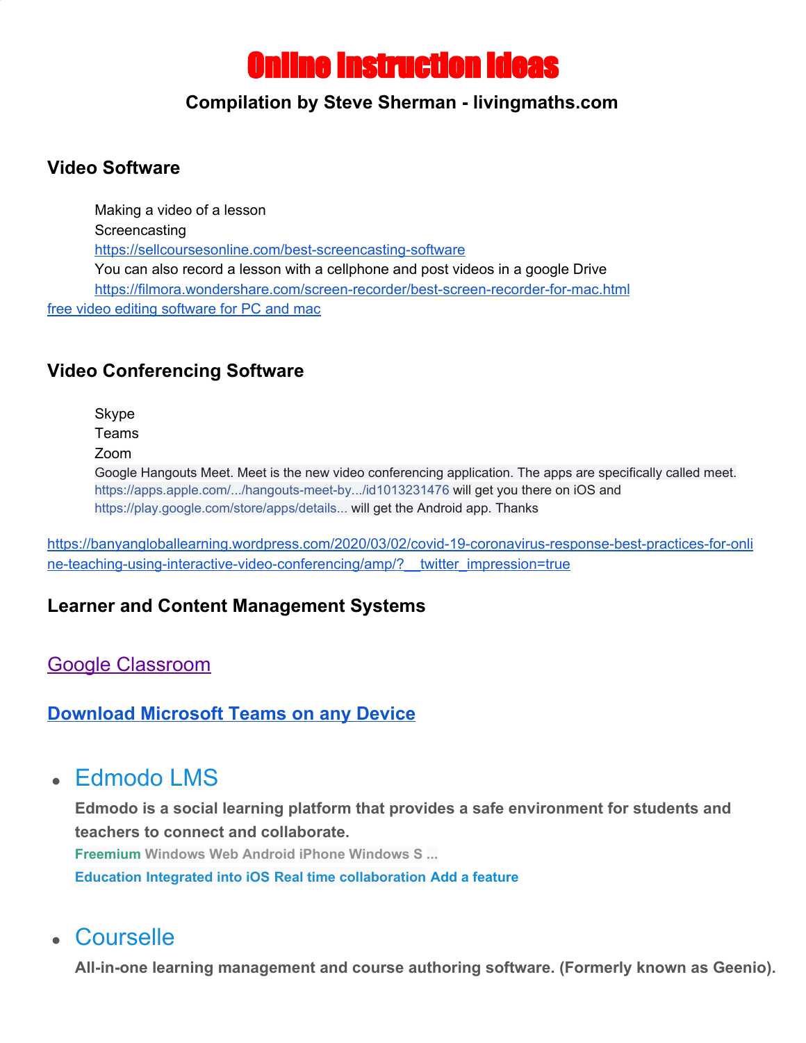# Online Instruction Ideas

**Compilation by Steve Sherman - livingmaths.com**

### Video Software

Making a video of a lesson
Screencasting
https://sellcoursesonline.com/best-screencasting-software
You can also record a lesson with a cellphone and post videos in a google Drive
https://filmora.wondershare.com/screen-recorder/best-screen-recorder-for-mac.html
free video editing software for PC and mac

### Video Conferencing Software

Skype
Teams
Zoom
Google Hangouts Meet. Meet is the new video conferencing application. The apps are specifically called meet.
https://apps.apple.com/.../hangouts-meet-by.../id1013231476 will get you there on iOS and
https://play.google.com/store/apps/details... will get the Android app. Thanks

https://banyangloballearning.wordpress.com/2020/03/02/covid-19-coronavirus-response-best-practices-for-online-teaching-using-interactive-video-conferencing/amp/?__twitter_impression=true

### Learner and Content Management Systems

Google Classroom

**Download Microsoft Teams on any Device**

- Edmodo LMS

  **Edmodo is a social learning platform that provides a safe environment for students and teachers to connect and collaborate.**

  **Freemium Windows Web Android iPhone Windows S ...**

  **Education Integrated into iOS Real time collaboration Add a feature**

- Courselle

  **All-in-one learning management and course authoring software. (Formerly known as Geenio).**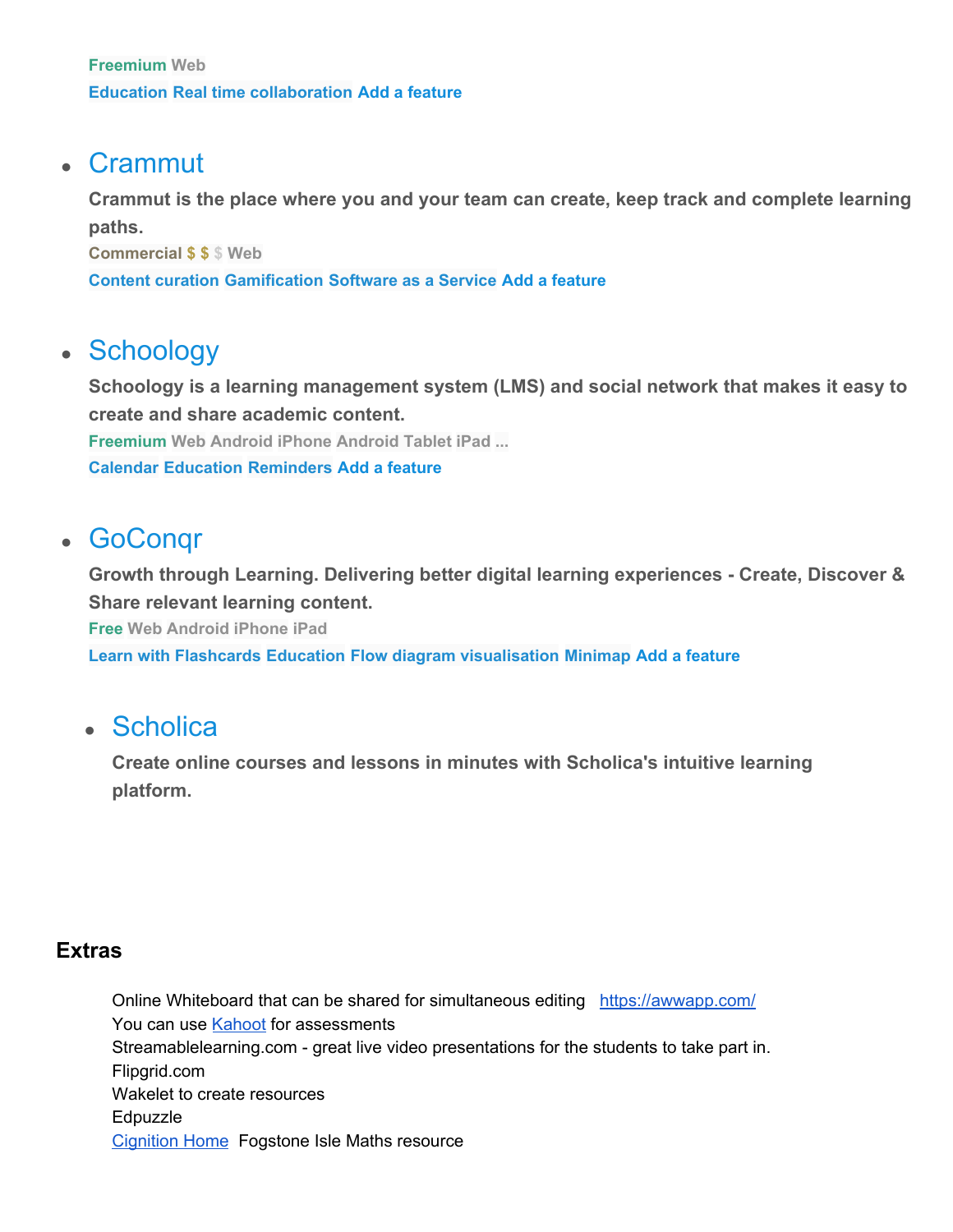**Freemium** Web
**Education Real time collaboration Add a feature**

- ## Crammut

  **Crammut is the place where you and your team can create, keep track and complete learning paths.**

  **Commercial $ $ $ Web**

  **Content curation Gamification Software as a Service Add a feature**

- ## Schoology

  **Schoology is a learning management system (LMS) and social network that makes it easy to create and share academic content.**

  **Freemium Web Android iPhone Android Tablet iPad ...**

  **Calendar Education Reminders Add a feature**

- ## GoConqr

  **Growth through Learning. Delivering better digital learning experiences - Create, Discover & Share relevant learning content.**

  **Free Web Android iPhone iPad**

  **Learn with Flashcards Education Flow diagram visualisation Minimap Add a feature**

  - ## Scholica

    **Create online courses and lessons in minutes with Scholica's intuitive learning platform.**

### Extras

Online Whiteboard that can be shared for simultaneous editing https://awwapp.com/
You can use Kahoot for assessments
Streamablelearning.com - great live video presentations for the students to take part in.
Flipgrid.com
Wakelet to create resources
Edpuzzle
Cignition Home Fogstone Isle Maths resource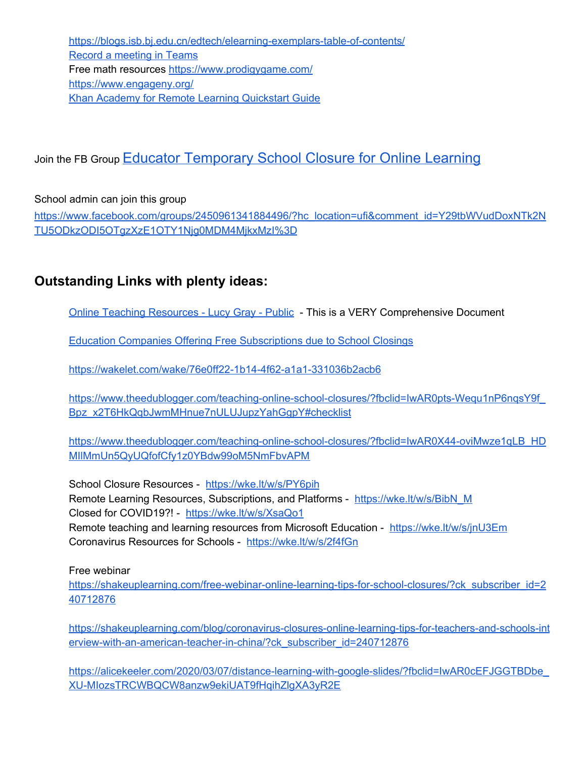https://blogs.isb.bj.edu.cn/edtech/elearning-exemplars-table-of-contents/
Record a meeting in Teams
Free math resources https://www.prodigygame.com/
https://www.engageny.org/
Khan Academy for Remote Learning Quickstart Guide

Join the FB Group Educator Temporary School Closure for Online Learning

School admin can join this group
https://www.facebook.com/groups/2450961341884496/?hc_location=ufi&comment_id=Y29tbWVudDoxNTk2NTU5ODkzODI5OTgzXzE1OTY1Njg0MDM4MjkxMzI%3D

## Outstanding Links with plenty ideas:

Online Teaching Resources - Lucy Gray - Public - This is a VERY Comprehensive Document

Education Companies Offering Free Subscriptions due to School Closings

https://wakelet.com/wake/76e0ff22-1b14-4f62-a1a1-331036b2acb6

https://www.theedublogger.com/teaching-online-school-closures/?fbclid=IwAR0pts-Wequ1nP6nqsY9f_Bpz_x2T6HkQqbJwmMHnue7nULUJupzYahGgpY#checklist

https://www.theedublogger.com/teaching-online-school-closures/?fbclid=IwAR0X44-oviMwze1qLB_HDMIlMmUn5QyUQfofCfy1z0YBdw99oM5NmFbvAPM

School Closure Resources - https://wke.lt/w/s/PY6pih
Remote Learning Resources, Subscriptions, and Platforms - https://wke.lt/w/s/BibN_M
Closed for COVID19?! - https://wke.lt/w/s/XsaQo1
Remote teaching and learning resources from Microsoft Education - https://wke.lt/w/s/jnU3Em
Coronavirus Resources for Schools - https://wke.lt/w/s/2f4fGn

Free webinar
https://shakeuplearning.com/free-webinar-online-learning-tips-for-school-closures/?ck_subscriber_id=240712876

https://shakeuplearning.com/blog/coronavirus-closures-online-learning-tips-for-teachers-and-schools-interview-with-an-american-teacher-in-china/?ck_subscriber_id=240712876

https://alicekeeler.com/2020/03/07/distance-learning-with-google-slides/?fbclid=IwAR0cEFJGGTBDbe_XU-MIozsTRCWBQCW8anzw9ekiUAT9fHqihZlgXA3yR2E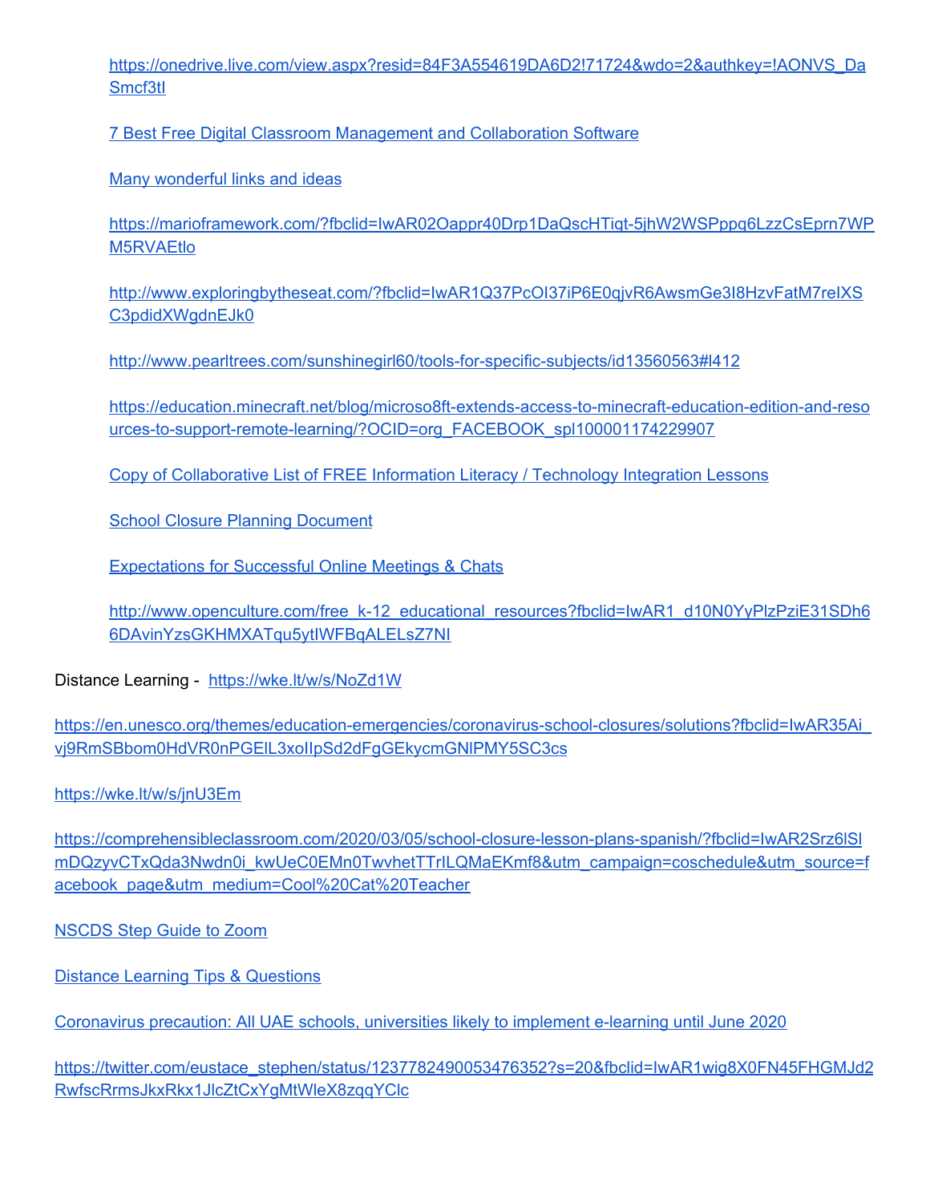https://onedrive.live.com/view.aspx?resid=84F3A554619DA6D2!71724&wdo=2&authkey=!AONVS_DaSmcf3tI

7 Best Free Digital Classroom Management and Collaboration Software

Many wonderful links and ideas

https://marioframework.com/?fbclid=IwAR02Oappr40Drp1DaQscHTiqt-5jhW2WSPppq6LzzCsEprn7WPM5RVAEtlo

http://www.exploringbytheseat.com/?fbclid=IwAR1Q37PcOI37iP6E0qjvR6AwsmGe3I8HzvFatM7reIXSC3pdidXWgdnEJk0

http://www.pearltrees.com/sunshinegirl60/tools-for-specific-subjects/id13560563#l412

https://education.minecraft.net/blog/microso8ft-extends-access-to-minecraft-education-edition-and-resources-to-support-remote-learning/?OCID=org_FACEBOOK_spl100001174229907

Copy of Collaborative List of FREE Information Literacy / Technology Integration Lessons

School Closure Planning Document

Expectations for Successful Online Meetings & Chats

http://www.openculture.com/free_k-12_educational_resources?fbclid=IwAR1_d10N0YyPlzPziE31SDh66DAvinYzsGKHMXATqu5ytIWFBqALELsZ7NI

Distance Learning - https://wke.lt/w/s/NoZd1W

https://en.unesco.org/themes/education-emergencies/coronavirus-school-closures/solutions?fbclid=IwAR35Ai_vj9RmSBbom0HdVR0nPGElL3xoIIpSd2dFgGEkycmGNlPMY5SC3cs

https://wke.lt/w/s/jnU3Em

https://comprehensibleclassroom.com/2020/03/05/school-closure-lesson-plans-spanish/?fbclid=IwAR2Srz6lSlmDQzyvCTxQda3Nwdn0i_kwUeC0EMn0TwvhetTTrILQMaEKmf8&utm_campaign=coschedule&utm_source=facebook_page&utm_medium=Cool%20Cat%20Teacher

NSCDS Step Guide to Zoom

Distance Learning Tips & Questions

Coronavirus precaution: All UAE schools, universities likely to implement e-learning until June 2020

https://twitter.com/eustace_stephen/status/1237782490053476352?s=20&fbclid=IwAR1wig8X0FN45FHGMJd2RwfscRrmsJkxRkx1JlcZtCxYgMtWleX8zqqYClc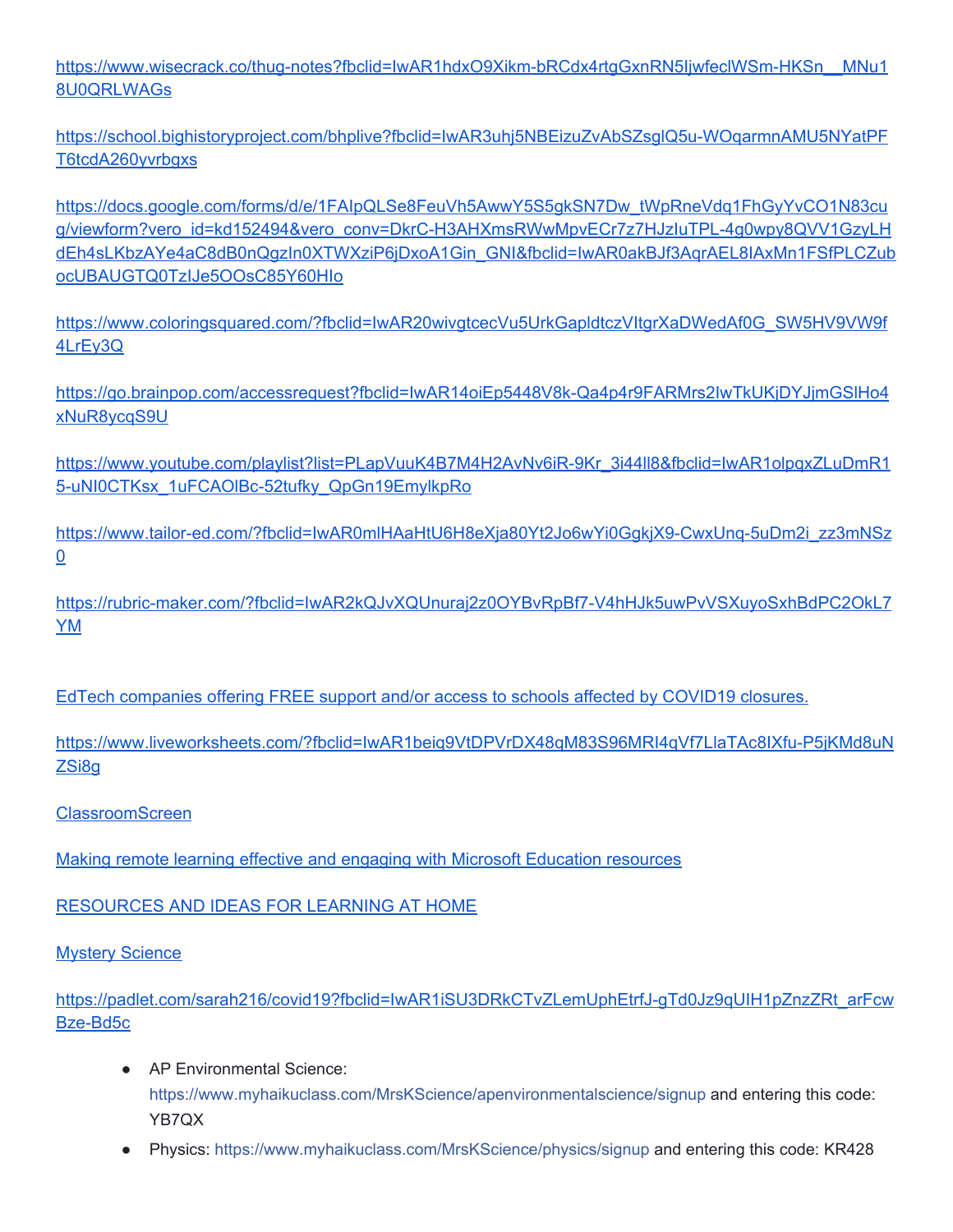https://www.wisecrack.co/thug-notes?fbclid=IwAR1hdxO9Xikm-bRCdx4rtgGxnRN5ljwfeclWSm-HKSn__MNu18U0QRLWAGs

https://school.bighistoryproject.com/bhplive?fbclid=IwAR3uhj5NBEizuZvAbSZsglQ5u-WOqarmnAMU5NYatPFT6tcdA260yvrbgxs

https://docs.google.com/forms/d/e/1FAIpQLSe8FeuVh5AwwY5S5gkSN7Dw_tWpRneVdq1FhGyYvCO1N83cug/viewform?vero_id=kd152494&vero_conv=DkrC-H3AHXmsRWwMpvECr7z7HJzIuTPL-4g0wpy8QVV1GzyLHdEh4sLKbzAYe4aC8dB0nQgzIn0XTWXziP6jDxoA1Gin_GNI&fbclid=IwAR0akBJf3AqrAEL8IAxMn1FSfPLCZubocUBAUGTQ0TzIJe5OOsC85Y60HIo

https://www.coloringsquared.com/?fbclid=IwAR20wivgtcecVu5UrkGapldtczVItgrXaDWedAf0G_SW5HV9VW9f4LrEy3Q

https://go.brainpop.com/accessrequest?fbclid=IwAR14oiEp5448V8k-Qa4p4r9FARMrs2IwTkUKjDYJjmGSlHo4xNuR8ycqS9U

https://www.youtube.com/playlist?list=PLapVuuK4B7M4H2AvNv6iR-9Kr_3i44ll8&fbclid=IwAR1olpqxZLuDmR15-uNI0CTKsx_1uFCAOlBc-52tufky_QpGn19EmylkpRo

https://www.tailor-ed.com/?fbclid=IwAR0mlHAaHtU6H8eXja80Yt2Jo6wYi0GgkjX9-CwxUnq-5uDm2i_zz3mNSz0

https://rubric-maker.com/?fbclid=IwAR2kQJvXQUnuraj2z0OYBvRpBf7-V4hHJk5uwPvVSXuyoSxhBdPC2OkL7YM

EdTech companies offering FREE support and/or access to schools affected by COVID19 closures.

https://www.liveworksheets.com/?fbclid=IwAR1beiq9VtDPVrDX48qM83S96MRl4qVf7LlaTAc8IXfu-P5jKMd8uNZSi8g

ClassroomScreen

Making remote learning effective and engaging with Microsoft Education resources

RESOURCES AND IDEAS FOR LEARNING AT HOME

Mystery Science

https://padlet.com/sarah216/covid19?fbclid=IwAR1iSU3DRkCTvZLemUphEtrfJ-gTd0Jz9qUIH1pZnzZRt_arFcwBze-Bd5c

- AP Environmental Science: https://www.myhaikuclass.com/MrsKScience/apenvironmentalscience/signup and entering this code: YB7QX
- Physics: https://www.myhaikuclass.com/MrsKScience/physics/signup and entering this code: KR428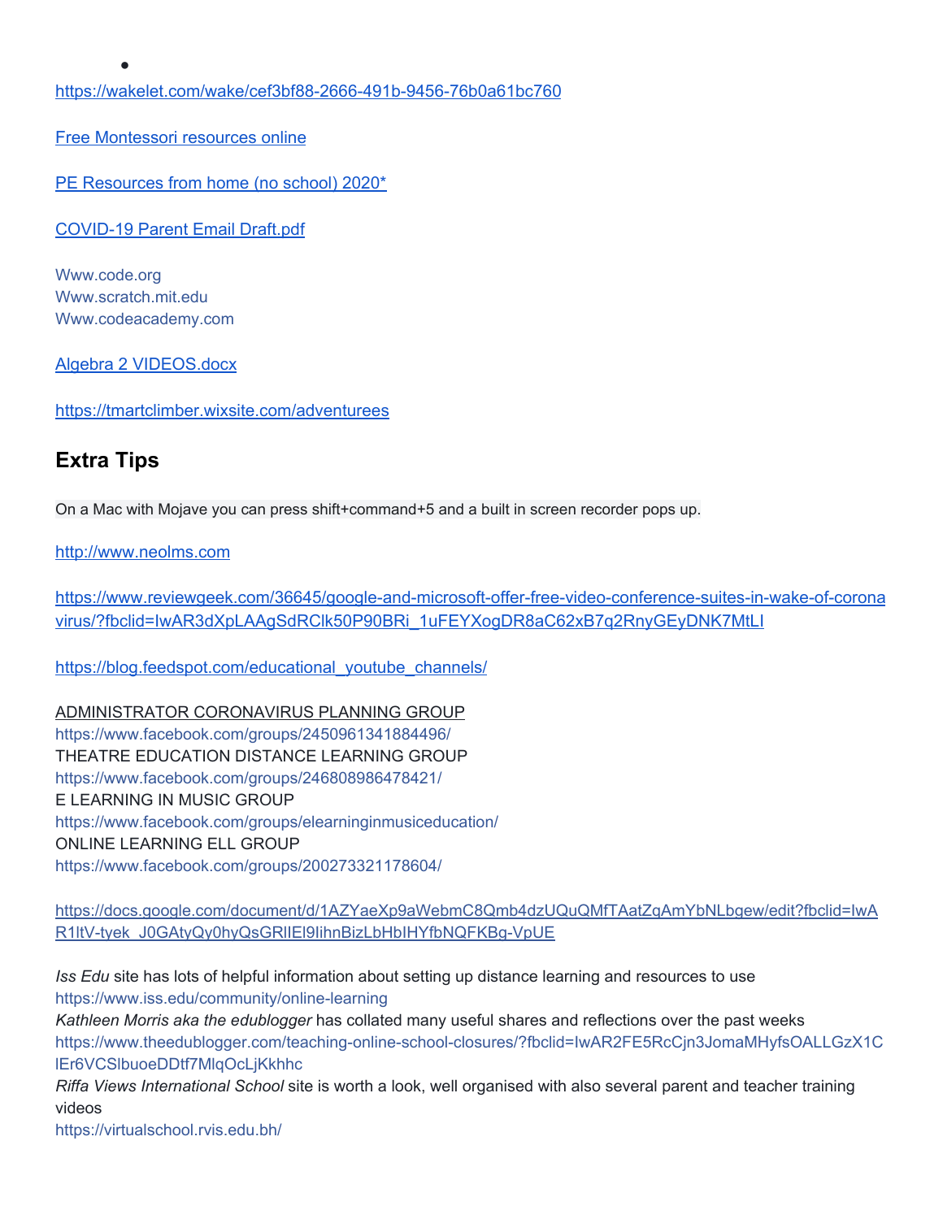- 

https://wakelet.com/wake/cef3bf88-2666-491b-9456-76b0a61bc760

Free Montessori resources online

PE Resources from home (no school) 2020*

COVID-19 Parent Email Draft.pdf

Www.code.org
Www.scratch.mit.edu
Www.codeacademy.com

Algebra 2 VIDEOS.docx

https://tmartclimber.wixsite.com/adventurees

## Extra Tips

On a Mac with Mojave you can press shift+command+5 and a built in screen recorder pops up.

http://www.neolms.com

https://www.reviewgeek.com/36645/google-and-microsoft-offer-free-video-conference-suites-in-wake-of-coronavirus/?fbclid=IwAR3dXpLAAgSdRClk50P90BRi_1uFEYXogDR8aC62xB7q2RnyGEyDNK7MtLI

https://blog.feedspot.com/educational_youtube_channels/

ADMINISTRATOR CORONAVIRUS PLANNING GROUP
https://www.facebook.com/groups/2450961341884496/
THEATRE EDUCATION DISTANCE LEARNING GROUP
https://www.facebook.com/groups/246808986478421/
E LEARNING IN MUSIC GROUP
https://www.facebook.com/groups/elearninginmusiceducation/
ONLINE LEARNING ELL GROUP
https://www.facebook.com/groups/200273321178604/

https://docs.google.com/document/d/1AZYaeXp9aWebmC8Qmb4dzUQuQMfTAatZqAmYbNLbgew/edit?fbclid=IwAR1ItV-tyek_J0GAtyQy0hyQsGRIlEl9lihnBizLbHbIHYfbNQFKBg-VpUE

*Iss Edu* site has lots of helpful information about setting up distance learning and resources to use
https://www.iss.edu/community/online-learning
*Kathleen Morris aka the edublogger* has collated many useful shares and reflections over the past weeks
https://www.theedublogger.com/teaching-online-school-closures/?fbclid=IwAR2FE5RcCjn3JomaMHyfsOALLGzX1ClEr6VCSlbuoeDDtf7MlqOcLjKkhhc
*Riffa Views International School* site is worth a look, well organised with also several parent and teacher training videos
https://virtualschool.rvis.edu.bh/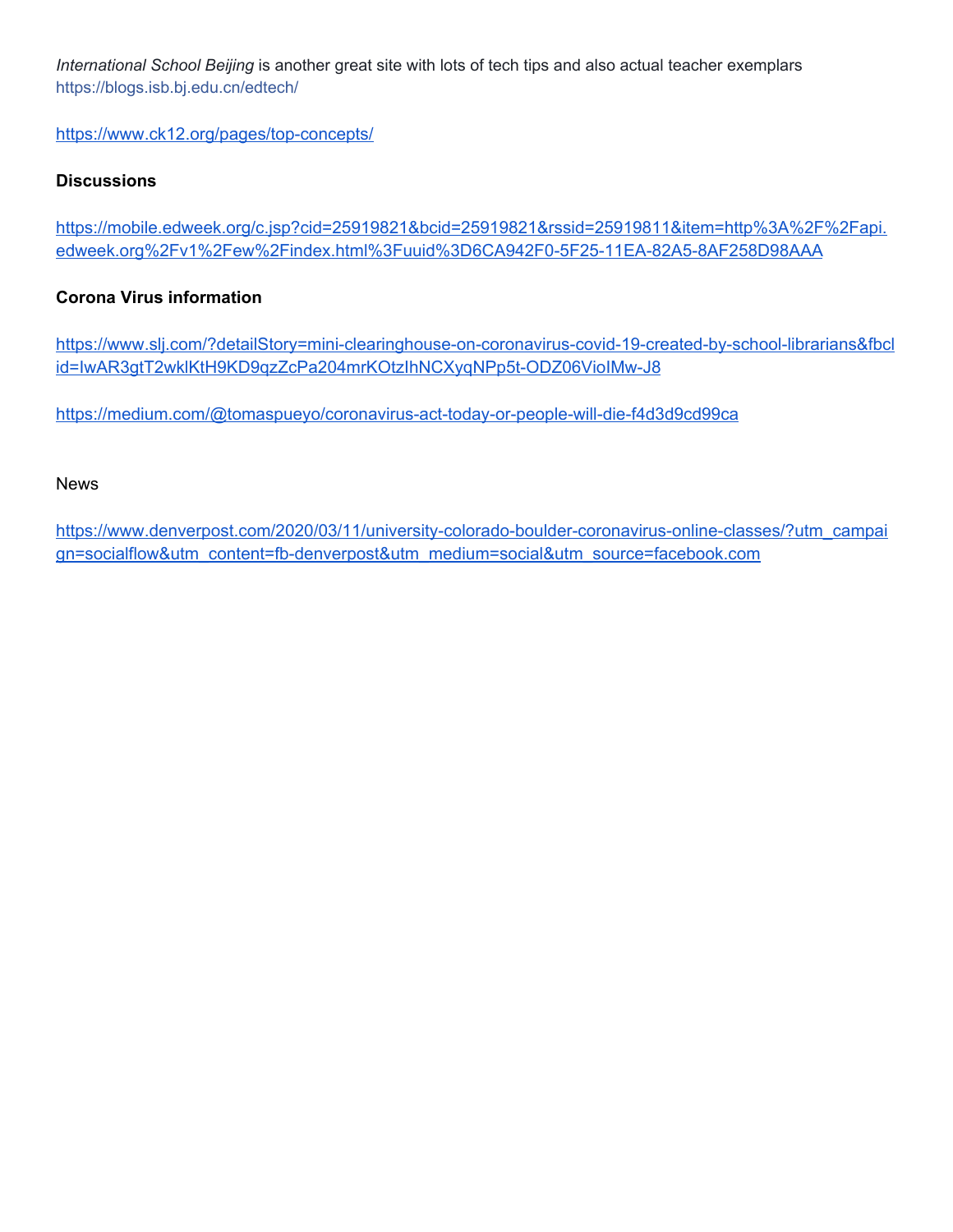*International School Beijing* is another great site with lots of tech tips and also actual teacher exemplars https://blogs.isb.bj.edu.cn/edtech/

https://www.ck12.org/pages/top-concepts/

**Discussions**

https://mobile.edweek.org/c.jsp?cid=25919821&bcid=25919821&rssid=25919811&item=http%3A%2F%2Fapi.edweek.org%2Fv1%2Few%2Findex.html%3Fuuid%3D6CA942F0-5F25-11EA-82A5-8AF258D98AAA

**Corona Virus information**

https://www.slj.com/?detailStory=mini-clearinghouse-on-coronavirus-covid-19-created-by-school-librarians&fbclid=IwAR3gtT2wklKtH9KD9qzZcPa204mrKOtzIhNCXyqNPp5t-ODZ06VioIMw-J8

https://medium.com/@tomaspueyo/coronavirus-act-today-or-people-will-die-f4d3d9cd99ca

News

https://www.denverpost.com/2020/03/11/university-colorado-boulder-coronavirus-online-classes/?utm_campaign=socialflow&utm_content=fb-denverpost&utm_medium=social&utm_source=facebook.com